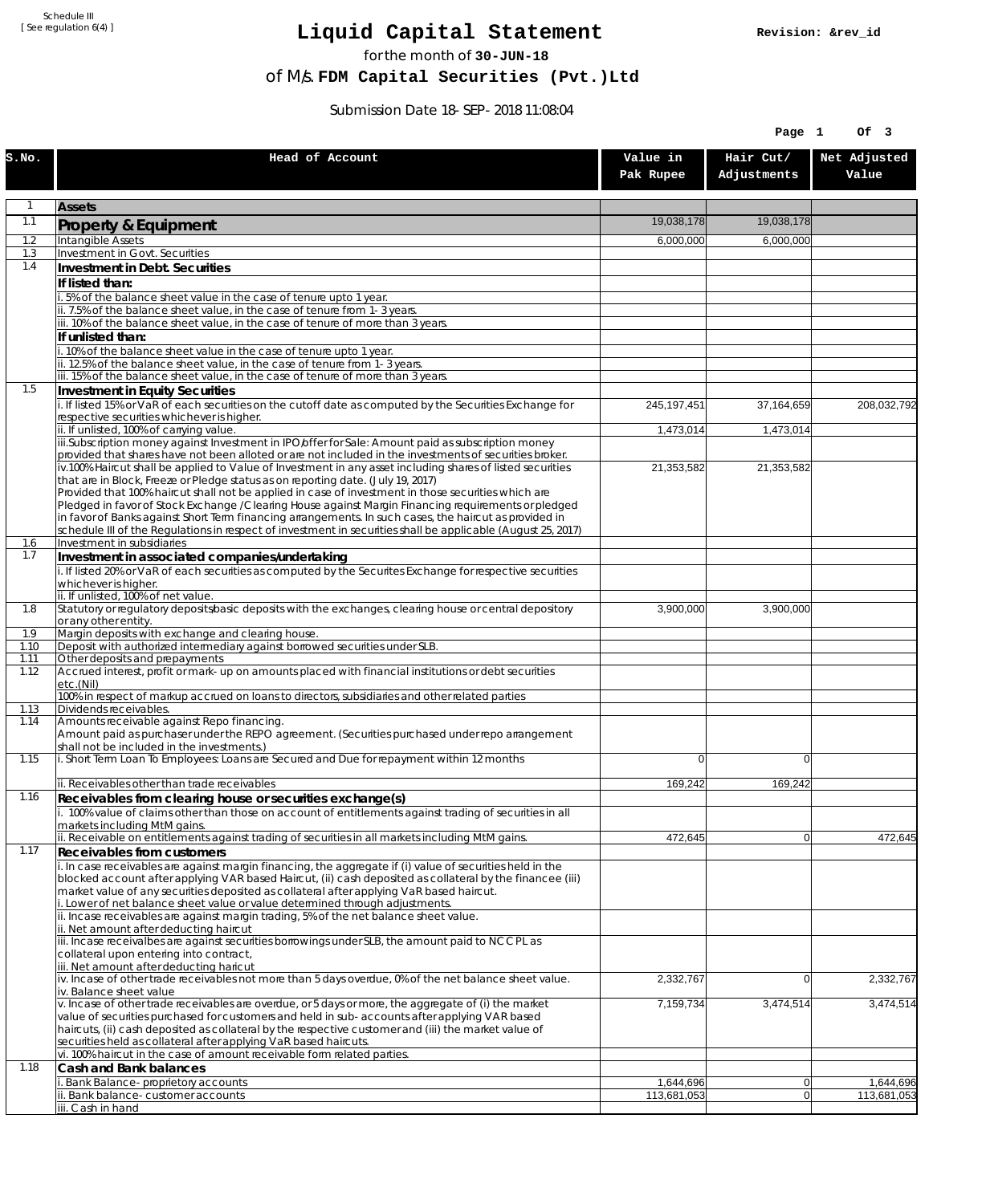Schedule III
[ See regulation 6(4) ]

# Liquid Capital Statement

Revision: &rev_id

for the month of **30-JUN-18**

of M/s. **FDM Capital Securities (Pvt.)Ltd**

Submission Date 18-SEP-2018 11:08:04

| S.No. | Head of Account | Value in Pak Rupee | Hair Cut/ Adjustments | Net Adjusted Value |
|---|---|---|---|---|
| 1 | **Assets** | | | |
| 1.1 | **Property & Equipment** | 19,038,178 | 19,038,178 | |
| 1.2 | Intangible Assets | 6,000,000 | 6,000,000 | |
| 1.3 | Investment in Govt. Securities | | | |
| 1.4 | **Investment in Debt. Securities** | | | |
| | **If listed than:** | | | |
| | i. 5% of the balance sheet value in the case of tenure upto 1 year. | | | |
| | ii. 7.5% of the balance sheet value, in the case of tenure from 1-3 years. | | | |
| | iii. 10% of the balance sheet value, in the case of tenure of more than 3 years. | | | |
| | **If unlisted than:** | | | |
| | i. 10% of the balance sheet value in the case of tenure upto 1 year. | | | |
| | ii. 12.5% of the balance sheet value, in the case of tenure from 1-3 years. | | | |
| | iii. 15% of the balance sheet value, in the case of tenure of more than 3 years. | | | |
| 1.5 | **Investment in Equity Securities** | | | |
| | i. If listed 15% or VaR of each securities on the cutoff date as computed by the Securities Exchange for respective securities whichever is higher. | 245,197,451 | 37,164,659 | 208,032,792 |
| | ii. If unlisted, 100% of carrying value. | 1,473,014 | 1,473,014 | |
| | iii.Subscription money against Investment in IPO/offer for Sale: Amount paid as subscription money provided that shares have not been alloted or are not included in the investments of securities broker. | | | |
| | iv.100% Haircut shall be applied to Value of Investment in any asset including shares of listed securities that are in Block, Freeze or Pledge status as on reporting date. (July 19, 2017) Provided that 100% haircut shall not be applied in case of investment in those securities which are Pledged in favor of Stock Exchange / Clearing House against Margin Financing requirements or pledged in favor of Banks against Short Term financing arrangements. In such cases, the haircut as provided in schedule III of the Regulations in respect of investment in securities shall be applicable (August 25, 2017) | 21,353,582 | 21,353,582 | |
| 1.6 | Investment in subsidiaries | | | |
| 1.7 | **Investment in associated companies/undertaking** | | | |
| | i. If listed 20% or VaR of each securities as computed by the Securites Exchange for respective securities whichever is higher. | | | |
| | ii. If unlisted, 100% of net value. | | | |
| 1.8 | Statutory or regulatory deposits/basic deposits with the exchanges, clearing house or central depository or any other entity. | 3,900,000 | 3,900,000 | |
| 1.9 | Margin deposits with exchange and clearing house. | | | |
| 1.10 | Deposit with authorized intermediary against borrowed securities under SLB. | | | |
| 1.11 | Other deposits and prepayments | | | |
| 1.12 | Accrued interest, profit or mark-up on amounts placed with financial institutions or debt securities etc.(Nil) | | | |
| | 100% in respect of markup accrued on loans to directors, subsidiaries and other related parties | | | |
| 1.13 | Dividends receivables. | | | |
| 1.14 | Amounts receivable against Repo financing. Amount paid as purchaser under the REPO agreement. (Securities purchased under repo arrangement shall not be included in the investments.) | | | |
| 1.15 | i. Short Term Loan To Employees: Loans are Secured and Due for repayment within 12 months | 0 | 0 | |
| | ii. Receivables other than trade receivables | 169,242 | 169,242 | |
| 1.16 | **Receivables from clearing house or securities exchange(s)** | | | |
| | i. 100% value of claims other than those on account of entitlements against trading of securities in all markets including MtM gains. | | | |
| | ii. Receivable on entitlements against trading of securities in all markets including MtM gains. | 472,645 | 0 | 472,645 |
| 1.17 | **Receivables from customers** | | | |
| | i. In case receivables are against margin financing, the aggregate if (i) value of securities held in the blocked account after applying VAR based Haircut, (ii) cash deposited as collateral by the financee (iii) market value of any securities deposited as collateral after applying VaR based haircut. i. Lower of net balance sheet value or value determined through adjustments. | | | |
| | ii. Incase receivables are against margin trading, 5% of the net balance sheet value. ii. Net amount after deducting haircut | | | |
| | iii. Incase receivalbes are against securities borrowings under SLB, the amount paid to NCCPL as collateral upon entering into contract, iii. Net amount after deducting haricut | | | |
| | iv. Incase of other trade receivables not more than 5 days overdue, 0% of the net balance sheet value. iv. Balance sheet value | 2,332,767 | 0 | 2,332,767 |
| | v. Incase of other trade receivables are overdue, or 5 days or more, the aggregate of (i) the market value of securities purchased for customers and held in sub-accounts after applying VAR based haircuts, (ii) cash deposited as collateral by the respective customer and (iii) the market value of securities held as collateral after applying VaR based haircuts. | 7,159,734 | 3,474,514 | 3,474,514 |
| | vi. 100% haircut in the case of amount receivable form related parties. | | | |
| 1.18 | **Cash and Bank balances** | | | |
| | i. Bank Balance-proprietory accounts | 1,644,696 | 0 | 1,644,696 |
| | ii. Bank balance-customer accounts | 113,681,053 | 0 | 113,681,053 |
| | iii. Cash in hand | | | |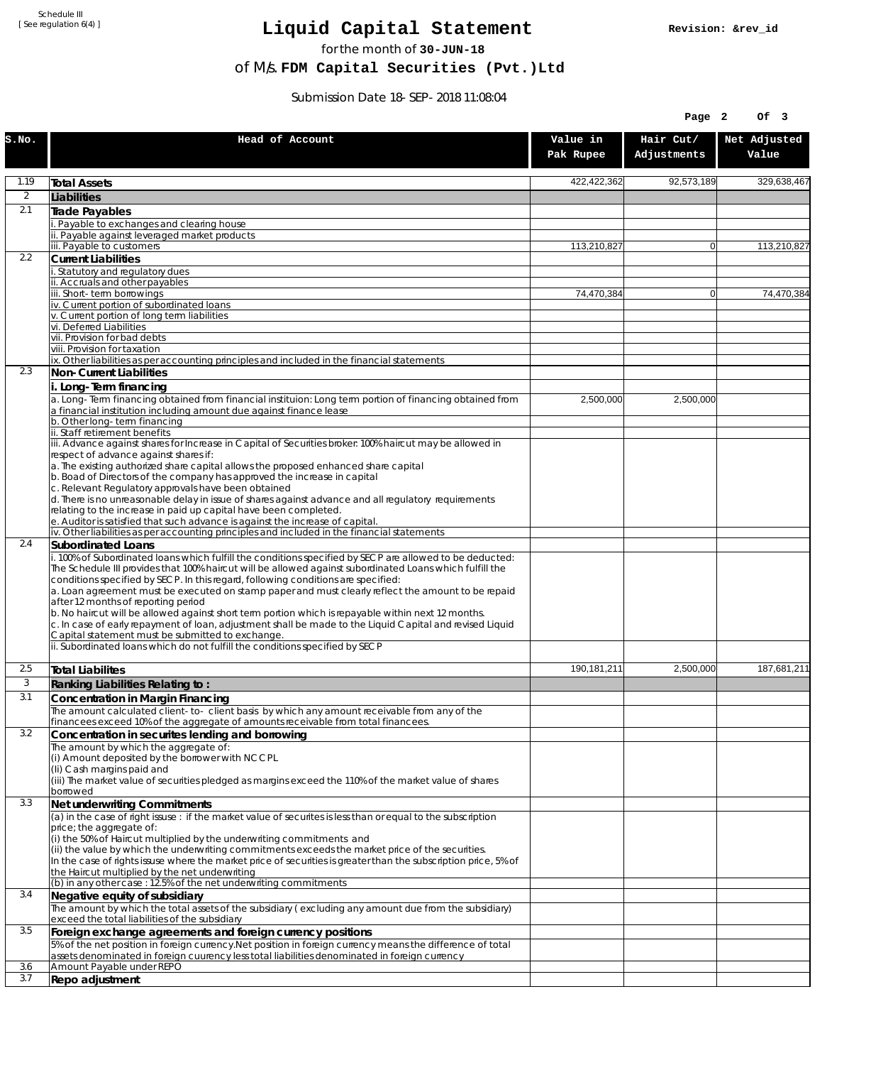Schedule III
[ See regulation 6(4) ]

# Liquid Capital Statement

**Revision: &rev_id**

for the month of **30-JUN-18**

of M/s. **FDM Capital Securities (Pvt.)Ltd**

Submission Date 18-SEP-2018 11:08:04

| S.No. | Head of Account | Value in Pak Rupee | Hair Cut/ Adjustments | Net Adjusted Value |
|---|---|---|---|---|
| 1.19 | **Total Assets** | 422,422,362 | 92,573,189 | 329,638,467 |
| 2 | **Liabilities** | | | |
| 2.1 | **Trade Payables** | | | |
| | i. Payable to exchanges and clearing house | | | |
| | ii. Payable against leveraged market products | | | |
| | iii. Payable to customers | 113,210,827 | 0 | 113,210,827 |
| 2.2 | **Current Liabilities** | | | |
| | i. Statutory and regulatory dues | | | |
| | ii. Accruals and other payables | | | |
| | iii. Short-term borrowings | 74,470,384 | 0 | 74,470,384 |
| | iv. Current portion of subordinated loans | | | |
| | v. Current portion of long term liabilities | | | |
| | vi. Deferred Liabilities | | | |
| | vii. Provision for bad debts | | | |
| | viii. Provision for taxation | | | |
| | ix. Other liabilities as per accounting principles and included in the financial statements | | | |
| 2.3 | **Non-Current Liabilities** | | | |
| | **i. Long-Term financing** | | | |
| | a. Long-Term financing obtained from financial instituion: Long term portion of financing obtained from a financial institution including amount due against finance lease | 2,500,000 | 2,500,000 | |
| | b. Other long-term financing | | | |
| | ii. Staff retirement benefits | | | |
| | iii. Advance against shares for Increase in Capital of Securities broker: 100% haircut may be allowed in respect of advance against shares if:<br>a. The existing authorized share capital allows the proposed enhanced share capital<br>b. Boad of Directors of the company has approved the increase in capital<br>c. Relevant Regulatory approvals have been obtained<br>d. There is no unreasonable delay in issue of shares against advance and all regulatory requirements relating to the increase in paid up capital have been completed.<br>e. Auditor is satisfied that such advance is against the increase of capital. | | | |
| | iv. Other liabilities as per accounting principles and included in the financial statements | | | |
| 2.4 | **Subordinated Loans** | | | |
| | i. 100% of Subordinated loans which fulfill the conditions specified by SECP are allowed to be deducted:<br>The Schedule III provides that 100% haircut will be allowed against subordinated Loans which fulfill the conditions specified by SECP. In this regard, following conditions are specified:<br>a. Loan agreement must be executed on stamp paper and must clearly reflect the amount to be repaid after 12 months of reporting period<br>b. No haircut will be allowed against short term portion which is repayable within next 12 months.<br>c. In case of early repayment of loan, adjustment shall be made to the Liquid Capital and revised Liquid Capital statement must be submitted to exchange. | | | |
| | ii. Subordinated loans which do not fulfill the conditions specified by SECP | | | |
| 2.5 | **Total Liabilites** | 190,181,211 | 2,500,000 | 187,681,211 |
| 3 | **Ranking Liabilities Relating to :** | | | |
| 3.1 | **Concentration in Margin Financing** | | | |
| | The amount calculated client-to- client basis by which any amount receivable from any of the financees exceed 10% of the aggregate of amounts receivable from total financees. | | | |
| 3.2 | **Concentration in securites lending and borrowing** | | | |
| | The amount by which the aggregate of:<br>(i) Amount deposited by the borrower with NCCPL<br>(Ii) Cash margins paid and<br>(iii) The market value of securities pledged as margins exceed the 110% of the market value of shares borrowed | | | |
| 3.3 | **Net underwriting Commitments** | | | |
| | (a) in the case of right issuse : if the market value of securites is less than or equal to the subscription price; the aggregate of:<br>(i) the 50% of Haircut multiplied by the underwriting commitments and<br>(ii) the value by which the underwriting commitments exceeds the market price of the securities.<br>In the case of rights issuse where the market price of securities is greater than the subscription price, 5% of the Haircut multiplied by the net underwriting | | | |
| | (b) in any other case : 12.5% of the net underwriting commitments | | | |
| 3.4 | **Negative equity of subsidiary** | | | |
| | The amount by which the total assets of the subsidiary ( excluding any amount due from the subsidiary) exceed the total liabilities of the subsidiary | | | |
| 3.5 | **Foreign exchange agreements and foreign currency positions** | | | |
| | 5% of the net position in foreign currency.Net position in foreign currency means the difference of total assets denominated in foreign cuurency less total liabilities denominated in foreign currency | | | |
| 3.6 | Amount Payable under REPO | | | |
| 3.7 | **Repo adjustment** | | | |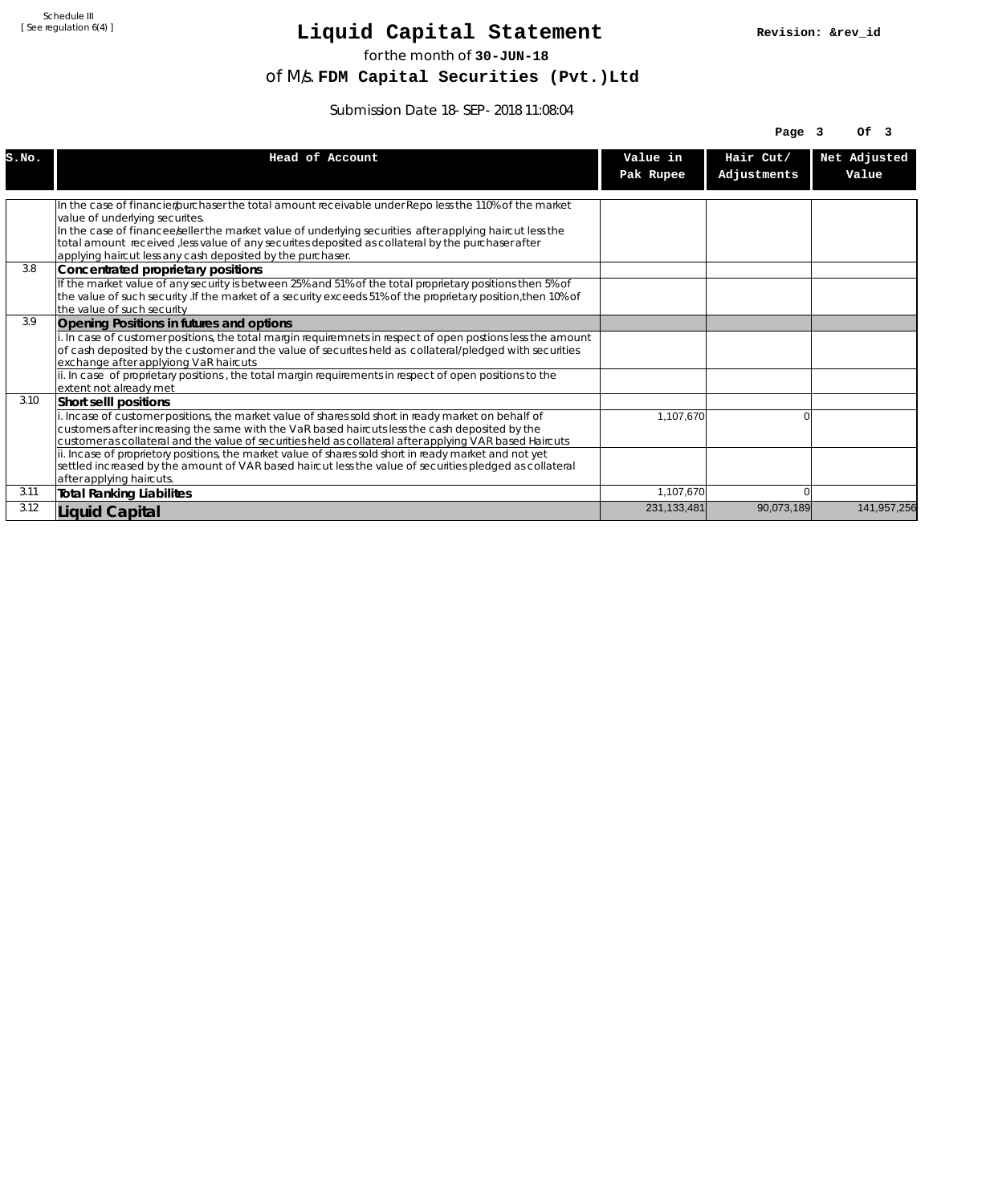Schedule III
[ See regulation 6(4) ]

# Liquid Capital Statement

for the month of **30-JUN-18**

of M/s. **FDM Capital Securities (Pvt.)Ltd**

Submission Date 18-SEP-2018 11:08:04

Revision: &rev_id

| S.No. | Head of Account | Value in Pak Rupee | Hair Cut/ Adjustments | Net Adjusted Value |
|---|---|---|---|---|
| | In the case of financier/purchaser the total amount receivable under Repo less the 110% of the market value of underlying securites.<br>In the case of financee/seller the market value of underlying securities after applying haircut less the total amount received ,less value of any securites deposited as collateral by the purchaser after applying haircut less any cash deposited by the purchaser. | | | |
| 3.8 | **Concentrated proprietary positions** | | | |
| | If the market value of any security is between 25% and 51% of the total proprietary positions then 5% of the value of such security .If the market of a security exceeds 51% of the proprietary position,then 10% of the value of such security | | | |
| 3.9 | **Opening Positions in futures and options** | | | |
| | i. In case of customer positions, the total margin requiremnets in respect of open postions less the amount of cash deposited by the customer and the value of securites held as collateral/pledged with securities exchange after applyiong VaR haircuts | | | |
| | ii. In case of proprietary positions , the total margin requirements in respect of open positions to the extent not already met | | | |
| 3.10 | **Short selll positions** | | | |
| | i. Incase of customer positions, the market value of shares sold short in ready market on behalf of customers after increasing the same with the VaR based haircuts less the cash deposited by the customer as collateral and the value of securities held as collateral after applying VAR based Haircuts | 1,107,670 | 0 | |
| | ii. Incase of proprietory positions, the market value of shares sold short in ready market and not yet settled increased by the amount of VAR based haircut less the value of securities pledged as collateral after applying haircuts. | | | |
| 3.11 | **Total Ranking Liabilites** | 1,107,670 | 0 | |
| 3.12 | **Liquid Capital** | 231,133,481 | 90,073,189 | 141,957,256 |